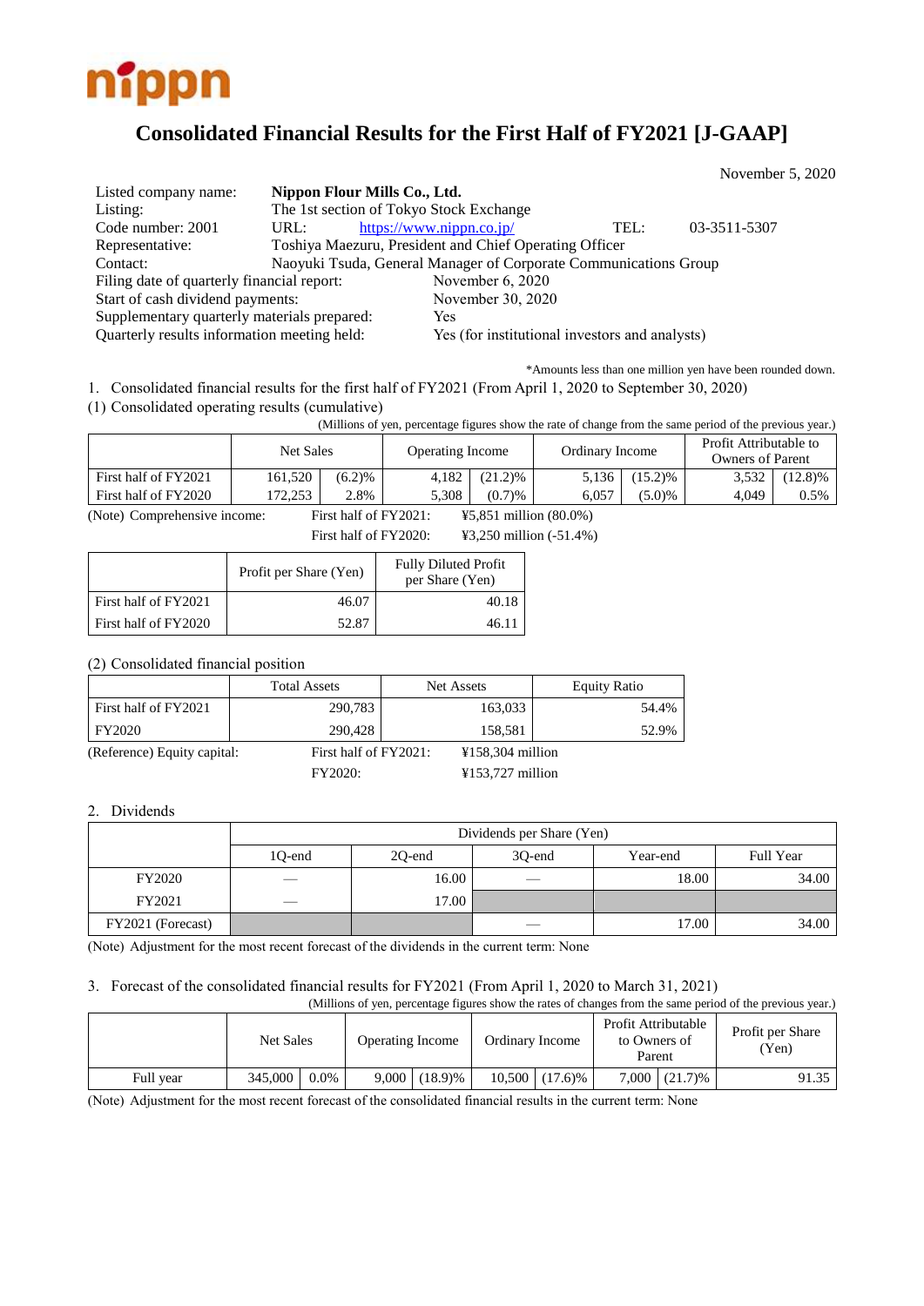nippn

# Consolidated Financial Results for the First Half of FY2021 [J-GAAP]

November 5, 2020

| | | | |
|---|---|---|---|
| Listed company name: | **Nippon Flour Mills Co., Ltd.** | | |
| Listing: | The 1st section of Tokyo Stock Exchange | | |
| Code number: 2001 | URL: https://www.nippn.co.jp/ | TEL: | 03-3511-5307 |
| Representative: | Toshiya Maezuru, President and Chief Operating Officer | | |
| Contact: | Naoyuki Tsuda, General Manager of Corporate Communications Group | | |
| Filing date of quarterly financial report: | November 6, 2020 | | |
| Start of cash dividend payments: | November 30, 2020 | | |
| Supplementary quarterly materials prepared: | Yes | | |
| Quarterly results information meeting held: | Yes (for institutional investors and analysts) | | |

*Amounts less than one million yen have been rounded down.

1. Consolidated financial results for the first half of FY2021 (From April 1, 2020 to September 30, 2020)

(1) Consolidated operating results (cumulative)

(Millions of yen, percentage figures show the rate of change from the same period of the previous year.)

| | Net Sales | | Operating Income | | Ordinary Income | | Profit Attributable to Owners of Parent | |
|---|---|---|---|---|---|---|---|---|
| First half of FY2021 | 161,520 | (6.2)% | 4,182 | (21.2)% | 5,136 | (15.2)% | 3,532 | (12.8)% |
| First half of FY2020 | 172,253 | 2.8% | 5,308 | (0.7)% | 6,057 | (5.0)% | 4,049 | 0.5% |

(Note) Comprehensive income: First half of FY2021: ¥5,851 million (80.0%)
First half of FY2020: ¥3,250 million (-51.4%)

| | Profit per Share (Yen) | Fully Diluted Profit per Share (Yen) |
|---|---|---|
| First half of FY2021 | 46.07 | 40.18 |
| First half of FY2020 | 52.87 | 46.11 |

(2) Consolidated financial position

| | Total Assets | Net Assets | Equity Ratio |
|---|---|---|---|
| First half of FY2021 | 290,783 | 163,033 | 54.4% |
| FY2020 | 290,428 | 158,581 | 52.9% |

(Reference) Equity capital: First half of FY2021: ¥158,304 million
FY2020: ¥153,727 million

2. Dividends

| | Dividends per Share (Yen) | | | | |
|---|---|---|---|---|---|
| | 1Q-end | 2Q-end | 3Q-end | Year-end | Full Year |
| FY2020 | — | 16.00 | — | 18.00 | 34.00 |
| FY2021 | — | 17.00 | | | |
| FY2021 (Forecast) | | | — | 17.00 | 34.00 |

(Note) Adjustment for the most recent forecast of the dividends in the current term: None

3. Forecast of the consolidated financial results for FY2021 (From April 1, 2020 to March 31, 2021)

(Millions of yen, percentage figures show the rates of changes from the same period of the previous year.)

| | Net Sales | | Operating Income | | Ordinary Income | | Profit Attributable to Owners of Parent | | Profit per Share (Yen) |
|---|---|---|---|---|---|---|---|---|---|
| Full year | 345,000 | 0.0% | 9,000 | (18.9)% | 10,500 | (17.6)% | 7,000 | (21.7)% | 91.35 |

(Note) Adjustment for the most recent forecast of the consolidated financial results in the current term: None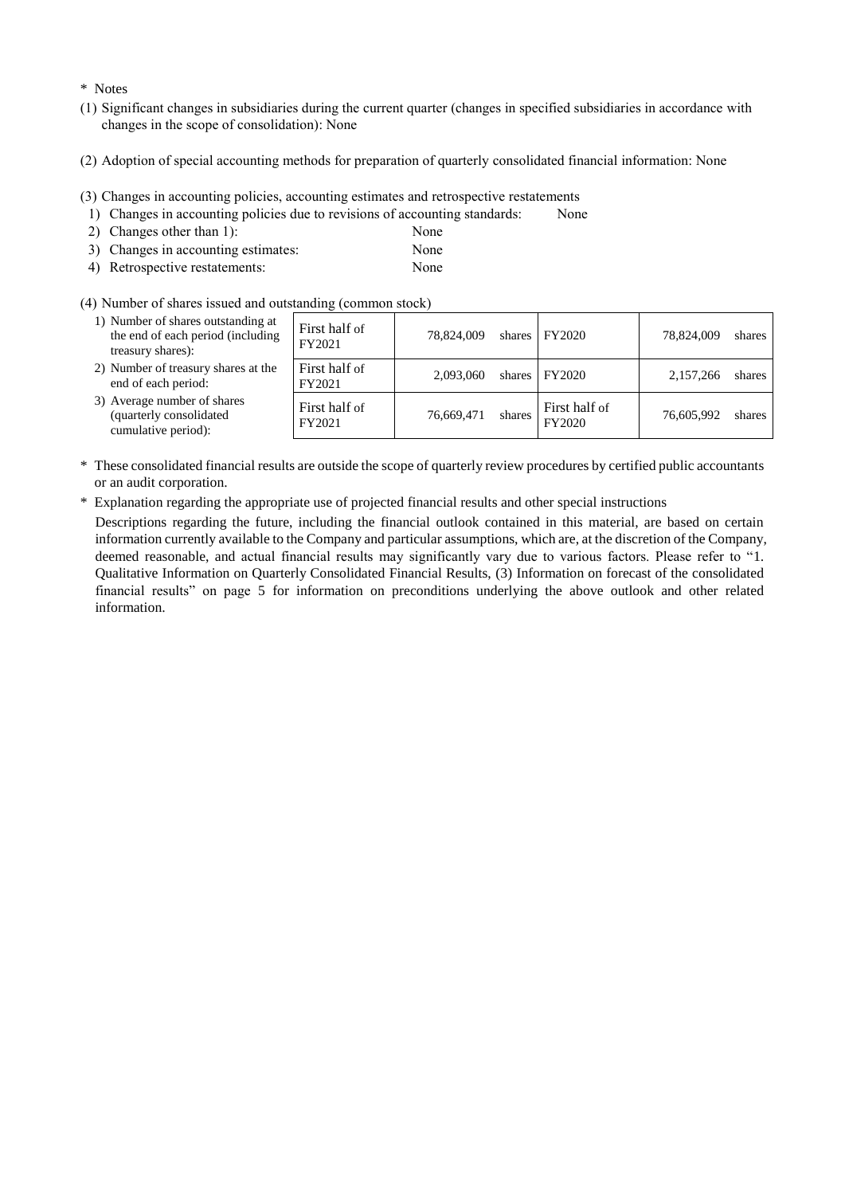\* Notes

(1) Significant changes in subsidiaries during the current quarter (changes in specified subsidiaries in accordance with changes in the scope of consolidation): None

(2) Adoption of special accounting methods for preparation of quarterly consolidated financial information: None

(3) Changes in accounting policies, accounting estimates and retrospective restatements

1) Changes in accounting policies due to revisions of accounting standards: None
2) Changes other than 1): None
3) Changes in accounting estimates: None
4) Retrospective restatements: None

(4) Number of shares issued and outstanding (common stock)

| | | | | | |
|---|---|---|---|---|---|
| 1) Number of shares outstanding at the end of each period (including treasury shares): | First half of FY2021 | 78,824,009 shares | FY2020 | 78,824,009 shares |
| 2) Number of treasury shares at the end of each period: | First half of FY2021 | 2,093,060 shares | FY2020 | 2,157,266 shares |
| 3) Average number of shares (quarterly consolidated cumulative period): | First half of FY2021 | 76,669,471 shares | First half of FY2020 | 76,605,992 shares |

\* These consolidated financial results are outside the scope of quarterly review procedures by certified public accountants or an audit corporation.

\* Explanation regarding the appropriate use of projected financial results and other special instructions

Descriptions regarding the future, including the financial outlook contained in this material, are based on certain information currently available to the Company and particular assumptions, which are, at the discretion of the Company, deemed reasonable, and actual financial results may significantly vary due to various factors. Please refer to "1. Qualitative Information on Quarterly Consolidated Financial Results, (3) Information on forecast of the consolidated financial results" on page 5 for information on preconditions underlying the above outlook and other related information.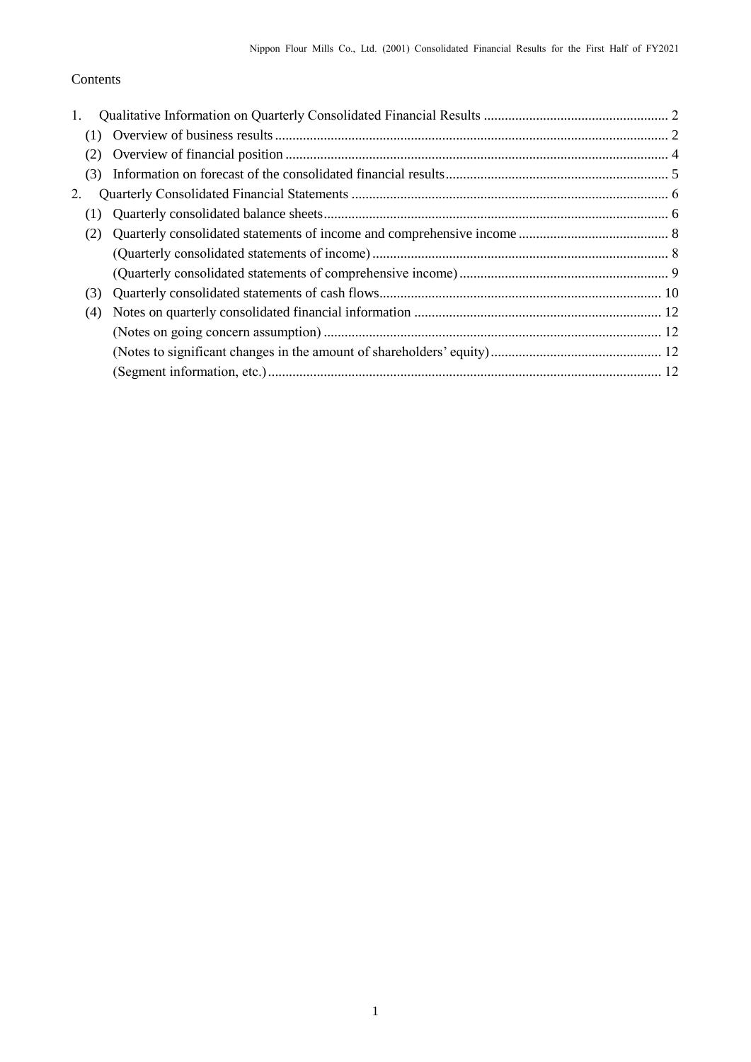Contents

1. Qualitative Information on Quarterly Consolidated Financial Results ..................................................... 2
   (1) Overview of business results ................................................................................................ 2
   (2) Overview of financial position ............................................................................................. 4
   (3) Information on forecast of the consolidated financial results................................................................ 5
2. Quarterly Consolidated Financial Statements ........................................................................... 6
   (1) Quarterly consolidated balance sheets................................................................................... 6
   (2) Quarterly consolidated statements of income and comprehensive income ........................................... 8
       (Quarterly consolidated statements of income) .................................................................... 8
       (Quarterly consolidated statements of comprehensive income) ............................................................ 9
   (3) Quarterly consolidated statements of cash flows................................................................ 10
   (4) Notes on quarterly consolidated financial information ........................................................ 12
       (Notes on going concern assumption) ................................................................................ 12
       (Notes to significant changes in the amount of shareholders' equity) ................................................ 12
       (Segment information, etc.) ................................................................................................ 12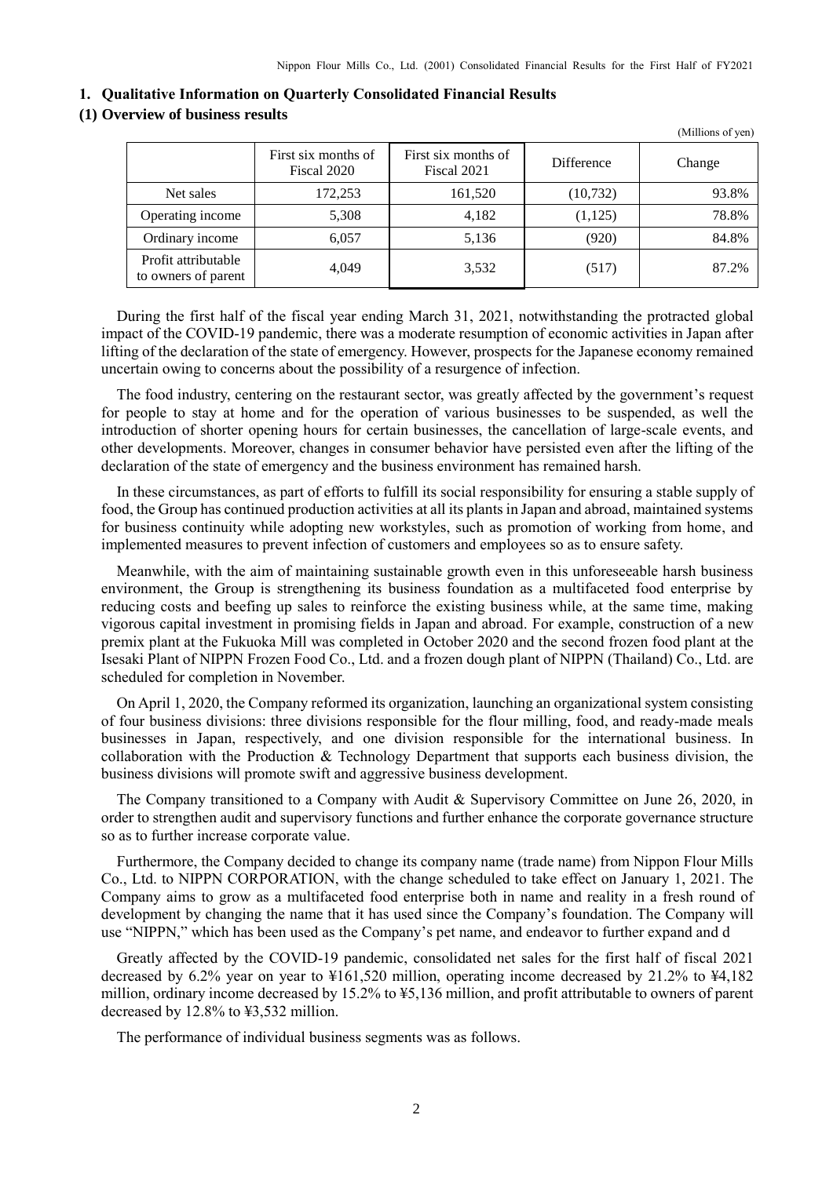## 1. Qualitative Information on Quarterly Consolidated Financial Results

### (1) Overview of business results

(Millions of yen)

| | First six months of Fiscal 2020 | First six months of Fiscal 2021 | Difference | Change |
|---|---|---|---|---|
| Net sales | 172,253 | 161,520 | (10,732) | 93.8% |
| Operating income | 5,308 | 4,182 | (1,125) | 78.8% |
| Ordinary income | 6,057 | 5,136 | (920) | 84.8% |
| Profit attributable to owners of parent | 4,049 | 3,532 | (517) | 87.2% |

During the first half of the fiscal year ending March 31, 2021, notwithstanding the protracted global impact of the COVID-19 pandemic, there was a moderate resumption of economic activities in Japan after lifting of the declaration of the state of emergency. However, prospects for the Japanese economy remained uncertain owing to concerns about the possibility of a resurgence of infection.

The food industry, centering on the restaurant sector, was greatly affected by the government's request for people to stay at home and for the operation of various businesses to be suspended, as well the introduction of shorter opening hours for certain businesses, the cancellation of large-scale events, and other developments. Moreover, changes in consumer behavior have persisted even after the lifting of the declaration of the state of emergency and the business environment has remained harsh.

In these circumstances, as part of efforts to fulfill its social responsibility for ensuring a stable supply of food, the Group has continued production activities at all its plants in Japan and abroad, maintained systems for business continuity while adopting new workstyles, such as promotion of working from home, and implemented measures to prevent infection of customers and employees so as to ensure safety.

Meanwhile, with the aim of maintaining sustainable growth even in this unforeseeable harsh business environment, the Group is strengthening its business foundation as a multifaceted food enterprise by reducing costs and beefing up sales to reinforce the existing business while, at the same time, making vigorous capital investment in promising fields in Japan and abroad. For example, construction of a new premix plant at the Fukuoka Mill was completed in October 2020 and the second frozen food plant at the Isesaki Plant of NIPPN Frozen Food Co., Ltd. and a frozen dough plant of NIPPN (Thailand) Co., Ltd. are scheduled for completion in November.

On April 1, 2020, the Company reformed its organization, launching an organizational system consisting of four business divisions: three divisions responsible for the flour milling, food, and ready-made meals businesses in Japan, respectively, and one division responsible for the international business. In collaboration with the Production & Technology Department that supports each business division, the business divisions will promote swift and aggressive business development.

The Company transitioned to a Company with Audit & Supervisory Committee on June 26, 2020, in order to strengthen audit and supervisory functions and further enhance the corporate governance structure so as to further increase corporate value.

Furthermore, the Company decided to change its company name (trade name) from Nippon Flour Mills Co., Ltd. to NIPPN CORPORATION, with the change scheduled to take effect on January 1, 2021. The Company aims to grow as a multifaceted food enterprise both in name and reality in a fresh round of development by changing the name that it has used since the Company's foundation. The Company will use "NIPPN," which has been used as the Company's pet name, and endeavor to further expand and d

Greatly affected by the COVID-19 pandemic, consolidated net sales for the first half of fiscal 2021 decreased by 6.2% year on year to ¥161,520 million, operating income decreased by 21.2% to ¥4,182 million, ordinary income decreased by 15.2% to ¥5,136 million, and profit attributable to owners of parent decreased by 12.8% to ¥3,532 million.

The performance of individual business segments was as follows.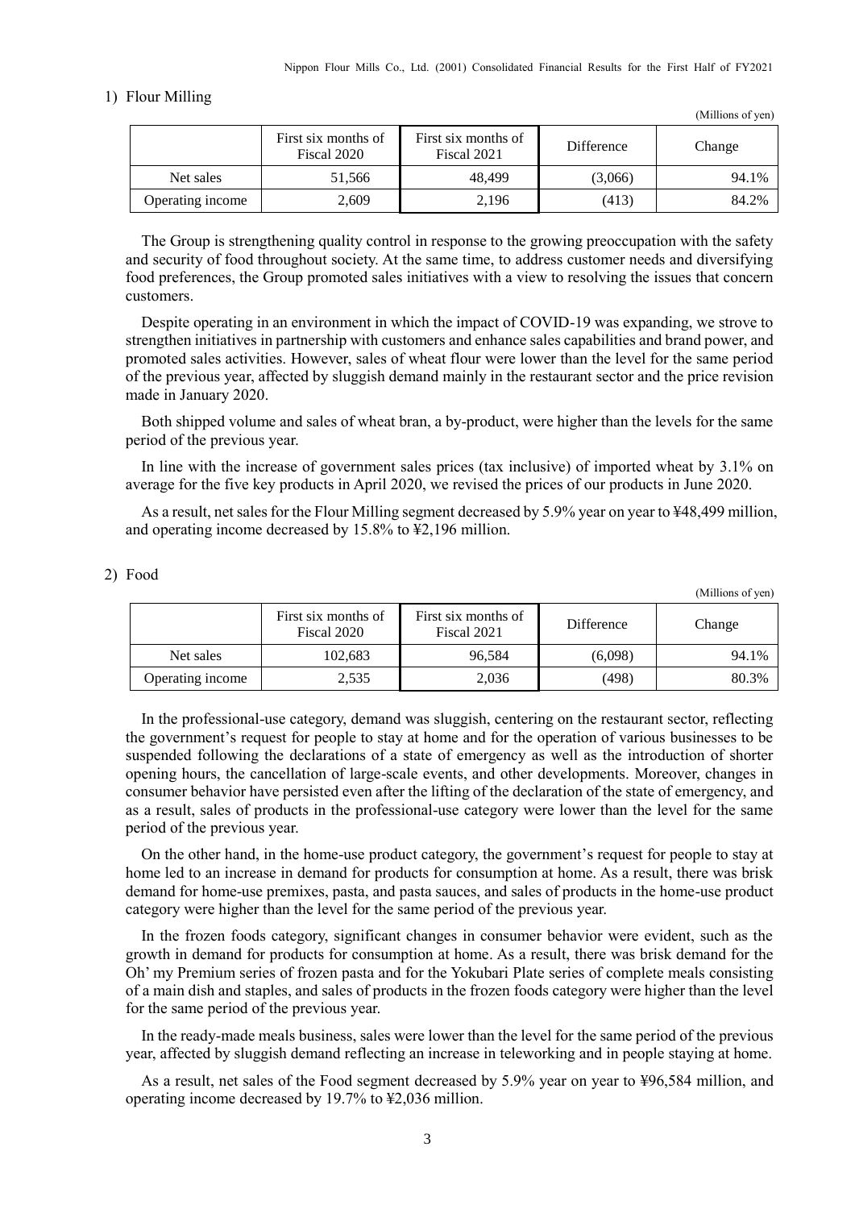1) Flour Milling

(Millions of yen)

| | First six months of Fiscal 2020 | First six months of Fiscal 2021 | Difference | Change |
|---|---|---|---|---|
| Net sales | 51,566 | 48,499 | (3,066) | 94.1% |
| Operating income | 2,609 | 2,196 | (413) | 84.2% |

The Group is strengthening quality control in response to the growing preoccupation with the safety and security of food throughout society. At the same time, to address customer needs and diversifying food preferences, the Group promoted sales initiatives with a view to resolving the issues that concern customers.

Despite operating in an environment in which the impact of COVID-19 was expanding, we strove to strengthen initiatives in partnership with customers and enhance sales capabilities and brand power, and promoted sales activities. However, sales of wheat flour were lower than the level for the same period of the previous year, affected by sluggish demand mainly in the restaurant sector and the price revision made in January 2020.

Both shipped volume and sales of wheat bran, a by-product, were higher than the levels for the same period of the previous year.

In line with the increase of government sales prices (tax inclusive) of imported wheat by 3.1% on average for the five key products in April 2020, we revised the prices of our products in June 2020.

As a result, net sales for the Flour Milling segment decreased by 5.9% year on year to ¥48,499 million, and operating income decreased by 15.8% to ¥2,196 million.

2) Food

(Millions of yen)

| | First six months of Fiscal 2020 | First six months of Fiscal 2021 | Difference | Change |
|---|---|---|---|---|
| Net sales | 102,683 | 96,584 | (6,098) | 94.1% |
| Operating income | 2,535 | 2,036 | (498) | 80.3% |

In the professional-use category, demand was sluggish, centering on the restaurant sector, reflecting the government's request for people to stay at home and for the operation of various businesses to be suspended following the declarations of a state of emergency as well as the introduction of shorter opening hours, the cancellation of large-scale events, and other developments. Moreover, changes in consumer behavior have persisted even after the lifting of the declaration of the state of emergency, and as a result, sales of products in the professional-use category were lower than the level for the same period of the previous year.

On the other hand, in the home-use product category, the government's request for people to stay at home led to an increase in demand for products for consumption at home. As a result, there was brisk demand for home-use premixes, pasta, and pasta sauces, and sales of products in the home-use product category were higher than the level for the same period of the previous year.

In the frozen foods category, significant changes in consumer behavior were evident, such as the growth in demand for products for consumption at home. As a result, there was brisk demand for the Oh' my Premium series of frozen pasta and for the Yokubari Plate series of complete meals consisting of a main dish and staples, and sales of products in the frozen foods category were higher than the level for the same period of the previous year.

In the ready-made meals business, sales were lower than the level for the same period of the previous year, affected by sluggish demand reflecting an increase in teleworking and in people staying at home.

As a result, net sales of the Food segment decreased by 5.9% year on year to ¥96,584 million, and operating income decreased by 19.7% to ¥2,036 million.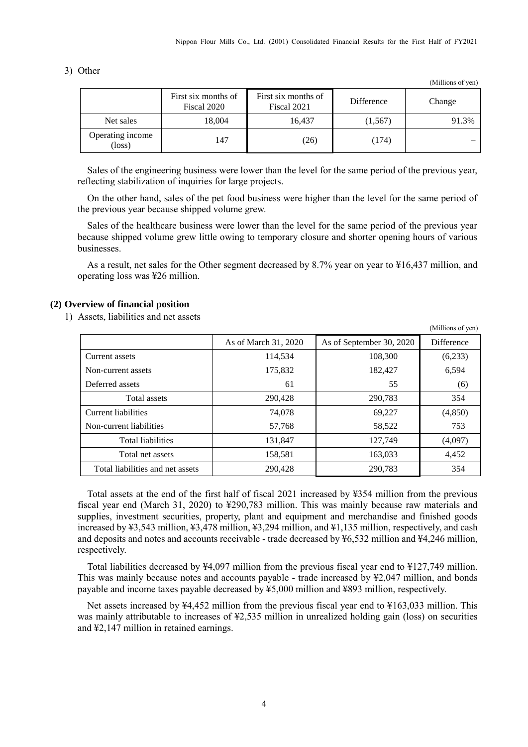3) Other

(Millions of yen)

| | First six months of Fiscal 2020 | First six months of Fiscal 2021 | Difference | Change |
|---|---|---|---|---|
| Net sales | 18,004 | 16,437 | (1,567) | 91.3% |
| Operating income (loss) | 147 | (26) | (174) | – |

Sales of the engineering business were lower than the level for the same period of the previous year, reflecting stabilization of inquiries for large projects.

On the other hand, sales of the pet food business were higher than the level for the same period of the previous year because shipped volume grew.

Sales of the healthcare business were lower than the level for the same period of the previous year because shipped volume grew little owing to temporary closure and shorter opening hours of various businesses.

As a result, net sales for the Other segment decreased by 8.7% year on year to ¥16,437 million, and operating loss was ¥26 million.

## (2) Overview of financial position

1) Assets, liabilities and net assets

(Millions of yen)

| | As of March 31, 2020 | As of September 30, 2020 | Difference |
|---|---|---|---|
| Current assets | 114,534 | 108,300 | (6,233) |
| Non-current assets | 175,832 | 182,427 | 6,594 |
| Deferred assets | 61 | 55 | (6) |
| Total assets | 290,428 | 290,783 | 354 |
| Current liabilities | 74,078 | 69,227 | (4,850) |
| Non-current liabilities | 57,768 | 58,522 | 753 |
| Total liabilities | 131,847 | 127,749 | (4,097) |
| Total net assets | 158,581 | 163,033 | 4,452 |
| Total liabilities and net assets | 290,428 | 290,783 | 354 |

Total assets at the end of the first half of fiscal 2021 increased by ¥354 million from the previous fiscal year end (March 31, 2020) to ¥290,783 million. This was mainly because raw materials and supplies, investment securities, property, plant and equipment and merchandise and finished goods increased by ¥3,543 million, ¥3,478 million, ¥3,294 million, and ¥1,135 million, respectively, and cash and deposits and notes and accounts receivable - trade decreased by ¥6,532 million and ¥4,246 million, respectively.

Total liabilities decreased by ¥4,097 million from the previous fiscal year end to ¥127,749 million. This was mainly because notes and accounts payable - trade increased by ¥2,047 million, and bonds payable and income taxes payable decreased by ¥5,000 million and ¥893 million, respectively.

Net assets increased by ¥4,452 million from the previous fiscal year end to ¥163,033 million. This was mainly attributable to increases of ¥2,535 million in unrealized holding gain (loss) on securities and ¥2,147 million in retained earnings.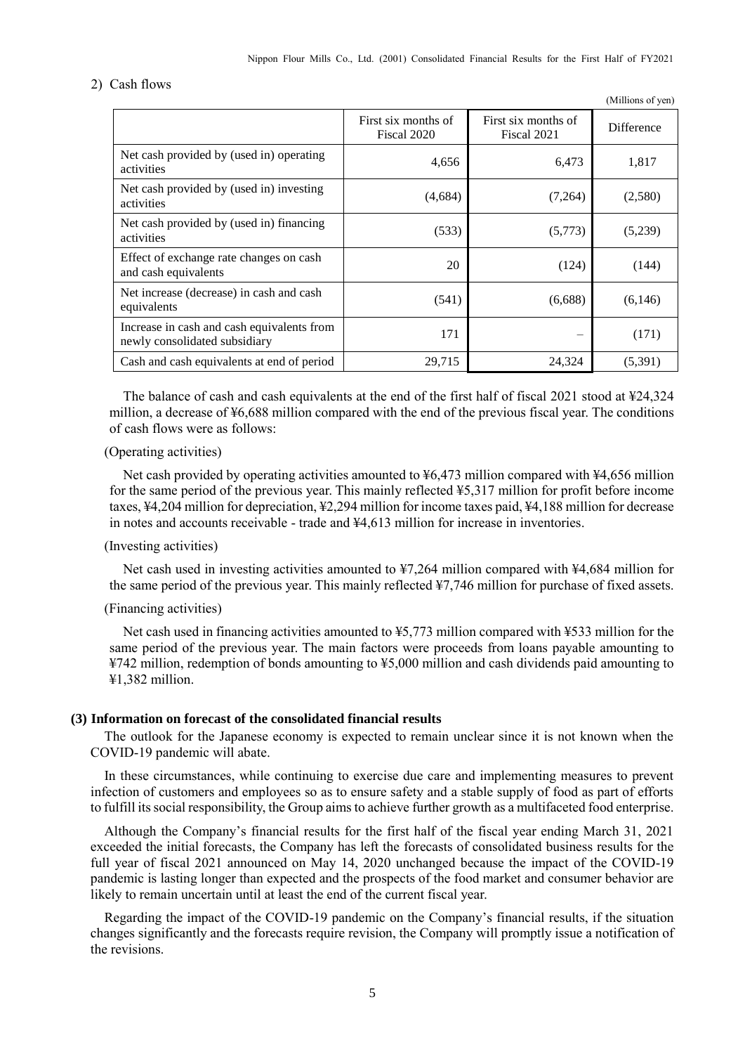2) Cash flows

(Millions of yen)

| | First six months of Fiscal 2020 | First six months of Fiscal 2021 | Difference |
|---|---|---|---|
| Net cash provided by (used in) operating activities | 4,656 | 6,473 | 1,817 |
| Net cash provided by (used in) investing activities | (4,684) | (7,264) | (2,580) |
| Net cash provided by (used in) financing activities | (533) | (5,773) | (5,239) |
| Effect of exchange rate changes on cash and cash equivalents | 20 | (124) | (144) |
| Net increase (decrease) in cash and cash equivalents | (541) | (6,688) | (6,146) |
| Increase in cash and cash equivalents from newly consolidated subsidiary | 171 | – | (171) |
| Cash and cash equivalents at end of period | 29,715 | 24,324 | (5,391) |

The balance of cash and cash equivalents at the end of the first half of fiscal 2021 stood at ¥24,324 million, a decrease of ¥6,688 million compared with the end of the previous fiscal year. The conditions of cash flows were as follows:

(Operating activities)

Net cash provided by operating activities amounted to ¥6,473 million compared with ¥4,656 million for the same period of the previous year. This mainly reflected ¥5,317 million for profit before income taxes, ¥4,204 million for depreciation, ¥2,294 million for income taxes paid, ¥4,188 million for decrease in notes and accounts receivable - trade and ¥4,613 million for increase in inventories.

(Investing activities)

Net cash used in investing activities amounted to ¥7,264 million compared with ¥4,684 million for the same period of the previous year. This mainly reflected ¥7,746 million for purchase of fixed assets.

(Financing activities)

Net cash used in financing activities amounted to ¥5,773 million compared with ¥533 million for the same period of the previous year. The main factors were proceeds from loans payable amounting to ¥742 million, redemption of bonds amounting to ¥5,000 million and cash dividends paid amounting to ¥1,382 million.

### (3) Information on forecast of the consolidated financial results

The outlook for the Japanese economy is expected to remain unclear since it is not known when the COVID-19 pandemic will abate.

In these circumstances, while continuing to exercise due care and implementing measures to prevent infection of customers and employees so as to ensure safety and a stable supply of food as part of efforts to fulfill its social responsibility, the Group aims to achieve further growth as a multifaceted food enterprise.

Although the Company's financial results for the first half of the fiscal year ending March 31, 2021 exceeded the initial forecasts, the Company has left the forecasts of consolidated business results for the full year of fiscal 2021 announced on May 14, 2020 unchanged because the impact of the COVID-19 pandemic is lasting longer than expected and the prospects of the food market and consumer behavior are likely to remain uncertain until at least the end of the current fiscal year.

Regarding the impact of the COVID-19 pandemic on the Company's financial results, if the situation changes significantly and the forecasts require revision, the Company will promptly issue a notification of the revisions.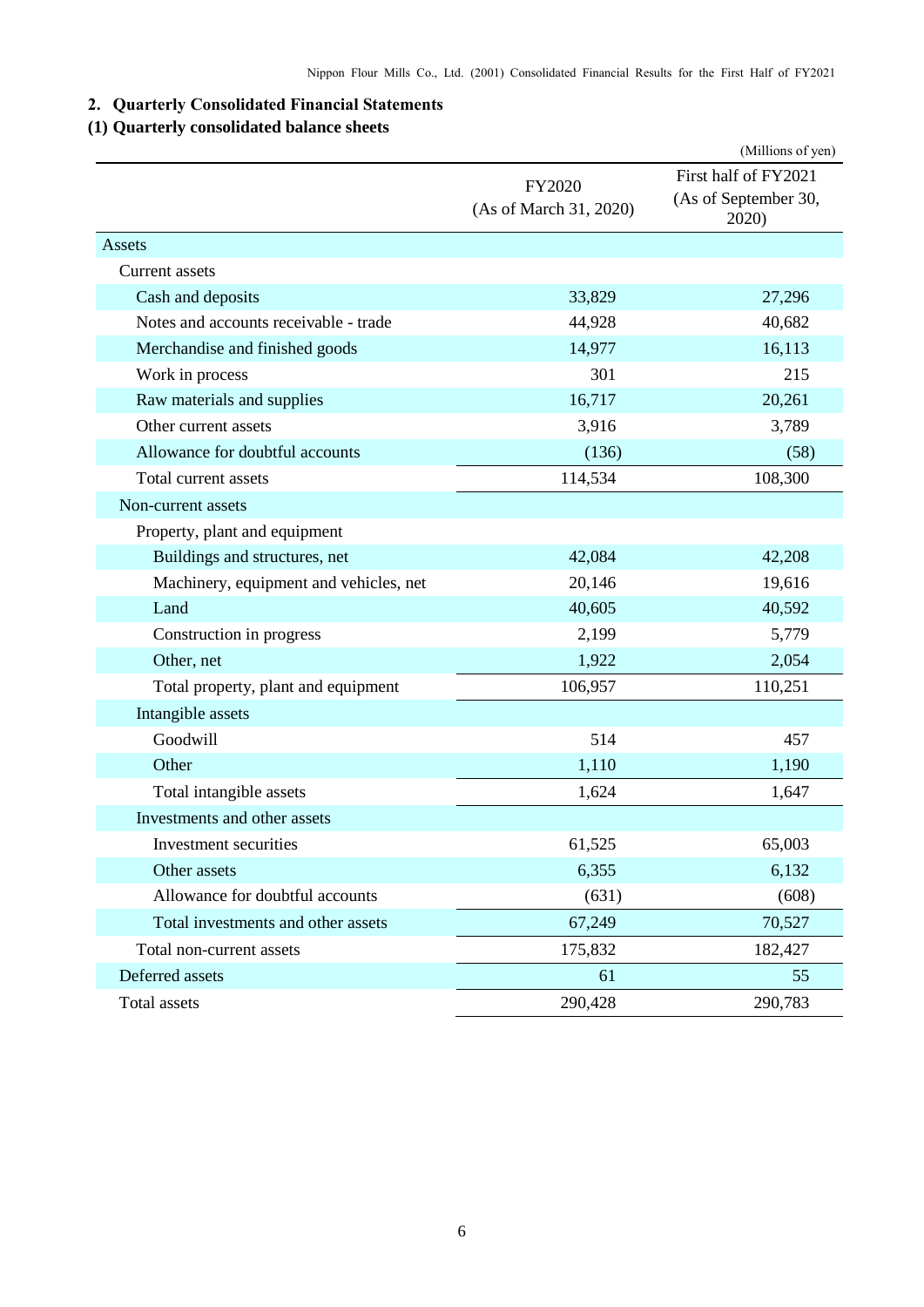## 2. Quarterly Consolidated Financial Statements

### (1) Quarterly consolidated balance sheets

(Millions of yen)

| | FY2020 (As of March 31, 2020) | First half of FY2021 (As of September 30, 2020) |
|---|---|---|
| Assets | | |
| Current assets | | |
| Cash and deposits | 33,829 | 27,296 |
| Notes and accounts receivable - trade | 44,928 | 40,682 |
| Merchandise and finished goods | 14,977 | 16,113 |
| Work in process | 301 | 215 |
| Raw materials and supplies | 16,717 | 20,261 |
| Other current assets | 3,916 | 3,789 |
| Allowance for doubtful accounts | (136) | (58) |
| Total current assets | 114,534 | 108,300 |
| Non-current assets | | |
| Property, plant and equipment | | |
| Buildings and structures, net | 42,084 | 42,208 |
| Machinery, equipment and vehicles, net | 20,146 | 19,616 |
| Land | 40,605 | 40,592 |
| Construction in progress | 2,199 | 5,779 |
| Other, net | 1,922 | 2,054 |
| Total property, plant and equipment | 106,957 | 110,251 |
| Intangible assets | | |
| Goodwill | 514 | 457 |
| Other | 1,110 | 1,190 |
| Total intangible assets | 1,624 | 1,647 |
| Investments and other assets | | |
| Investment securities | 61,525 | 65,003 |
| Other assets | 6,355 | 6,132 |
| Allowance for doubtful accounts | (631) | (608) |
| Total investments and other assets | 67,249 | 70,527 |
| Total non-current assets | 175,832 | 182,427 |
| Deferred assets | 61 | 55 |
| Total assets | 290,428 | 290,783 |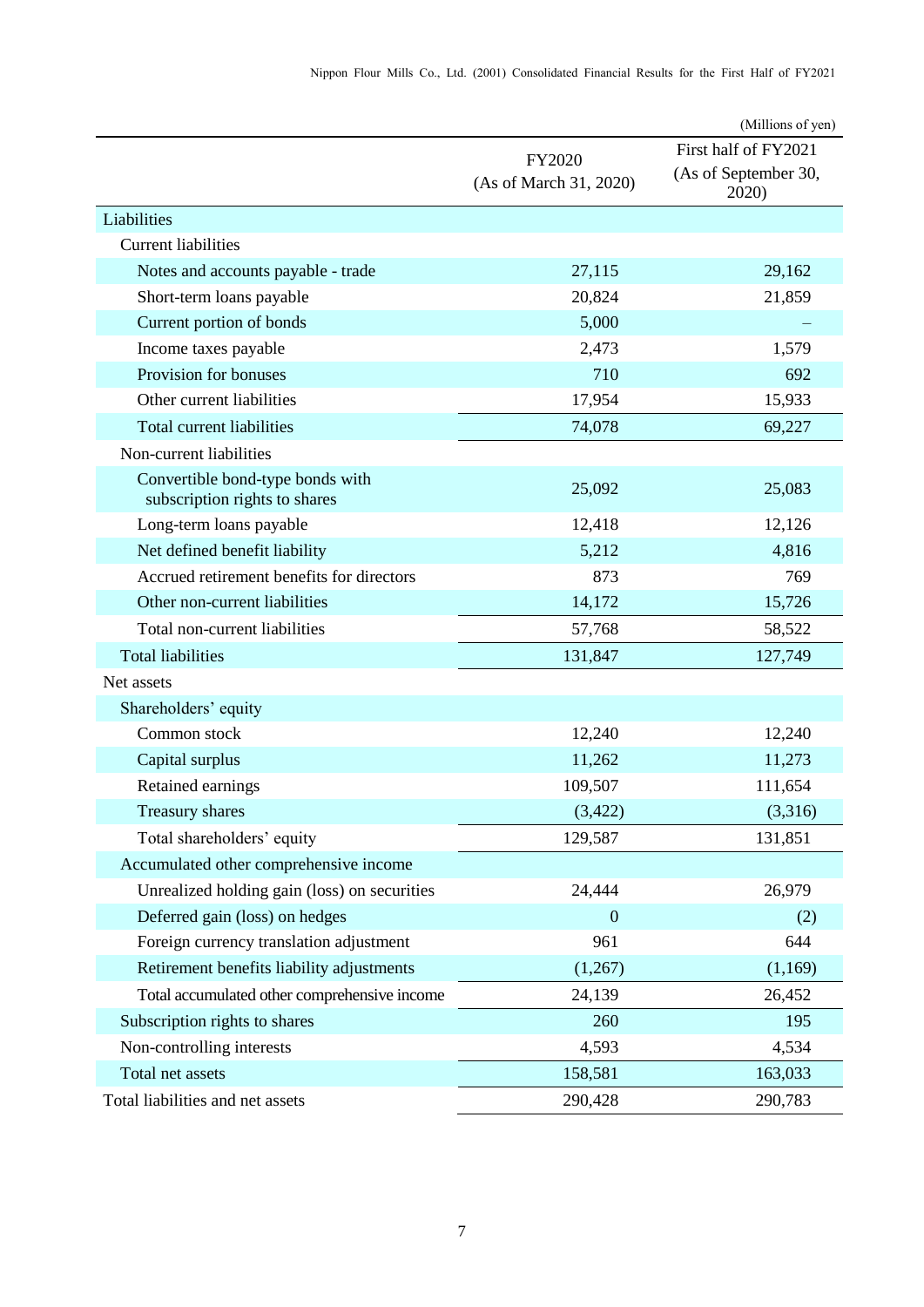(Millions of yen)

| | FY2020 (As of March 31, 2020) | First half of FY2021 (As of September 30, 2020) |
|---|---|---|
| Liabilities | | |
| Current liabilities | | |
| Notes and accounts payable - trade | 27,115 | 29,162 |
| Short-term loans payable | 20,824 | 21,859 |
| Current portion of bonds | 5,000 | – |
| Income taxes payable | 2,473 | 1,579 |
| Provision for bonuses | 710 | 692 |
| Other current liabilities | 17,954 | 15,933 |
| Total current liabilities | 74,078 | 69,227 |
| Non-current liabilities | | |
| Convertible bond-type bonds with subscription rights to shares | 25,092 | 25,083 |
| Long-term loans payable | 12,418 | 12,126 |
| Net defined benefit liability | 5,212 | 4,816 |
| Accrued retirement benefits for directors | 873 | 769 |
| Other non-current liabilities | 14,172 | 15,726 |
| Total non-current liabilities | 57,768 | 58,522 |
| Total liabilities | 131,847 | 127,749 |
| Net assets | | |
| Shareholders' equity | | |
| Common stock | 12,240 | 12,240 |
| Capital surplus | 11,262 | 11,273 |
| Retained earnings | 109,507 | 111,654 |
| Treasury shares | (3,422) | (3,316) |
| Total shareholders' equity | 129,587 | 131,851 |
| Accumulated other comprehensive income | | |
| Unrealized holding gain (loss) on securities | 24,444 | 26,979 |
| Deferred gain (loss) on hedges | 0 | (2) |
| Foreign currency translation adjustment | 961 | 644 |
| Retirement benefits liability adjustments | (1,267) | (1,169) |
| Total accumulated other comprehensive income | 24,139 | 26,452 |
| Subscription rights to shares | 260 | 195 |
| Non-controlling interests | 4,593 | 4,534 |
| Total net assets | 158,581 | 163,033 |
| Total liabilities and net assets | 290,428 | 290,783 |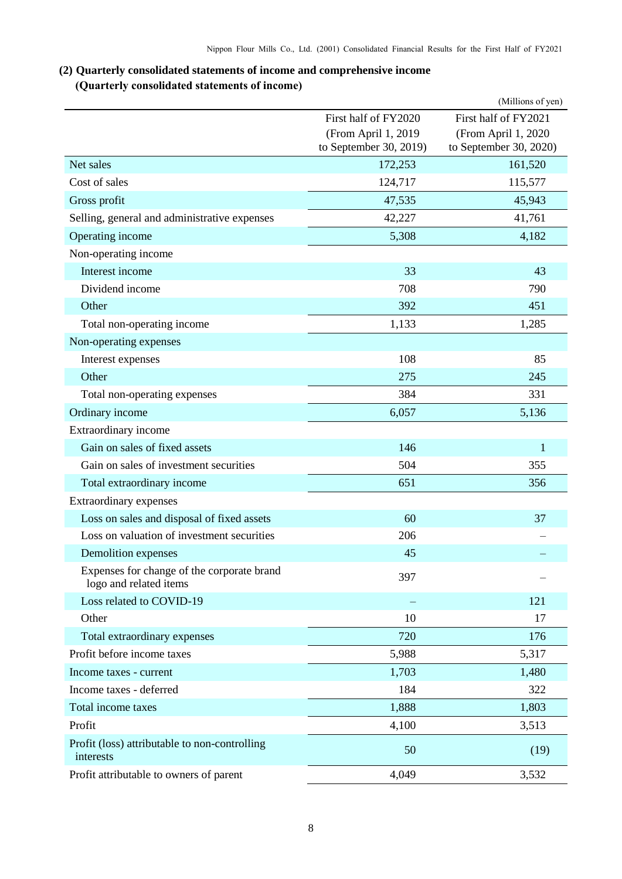### (2) Quarterly consolidated statements of income and comprehensive income

#### (Quarterly consolidated statements of income)

(Millions of yen)

| | First half of FY2020 (From April 1, 2019 to September 30, 2019) | First half of FY2021 (From April 1, 2020 to September 30, 2020) |
|---|---|---|
| Net sales | 172,253 | 161,520 |
| Cost of sales | 124,717 | 115,577 |
| Gross profit | 47,535 | 45,943 |
| Selling, general and administrative expenses | 42,227 | 41,761 |
| Operating income | 5,308 | 4,182 |
| Non-operating income | | |
| Interest income | 33 | 43 |
| Dividend income | 708 | 790 |
| Other | 392 | 451 |
| Total non-operating income | 1,133 | 1,285 |
| Non-operating expenses | | |
| Interest expenses | 108 | 85 |
| Other | 275 | 245 |
| Total non-operating expenses | 384 | 331 |
| Ordinary income | 6,057 | 5,136 |
| Extraordinary income | | |
| Gain on sales of fixed assets | 146 | 1 |
| Gain on sales of investment securities | 504 | 355 |
| Total extraordinary income | 651 | 356 |
| Extraordinary expenses | | |
| Loss on sales and disposal of fixed assets | 60 | 37 |
| Loss on valuation of investment securities | 206 | – |
| Demolition expenses | 45 | – |
| Expenses for change of the corporate brand logo and related items | 397 | – |
| Loss related to COVID-19 | – | 121 |
| Other | 10 | 17 |
| Total extraordinary expenses | 720 | 176 |
| Profit before income taxes | 5,988 | 5,317 |
| Income taxes - current | 1,703 | 1,480 |
| Income taxes - deferred | 184 | 322 |
| Total income taxes | 1,888 | 1,803 |
| Profit | 4,100 | 3,513 |
| Profit (loss) attributable to non-controlling interests | 50 | (19) |
| Profit attributable to owners of parent | 4,049 | 3,532 |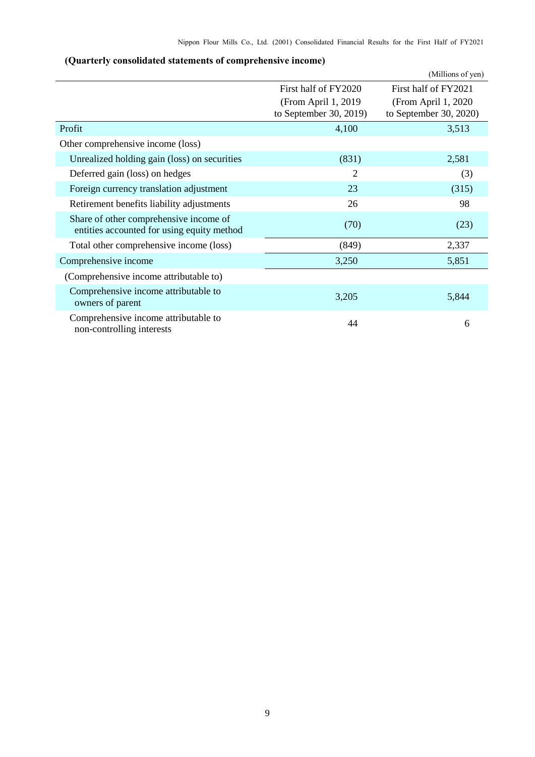**(Quarterly consolidated statements of comprehensive income)**

(Millions of yen)

| | First half of FY2020 (From April 1, 2019 to September 30, 2019) | First half of FY2021 (From April 1, 2020 to September 30, 2020) |
|---|---|---|
| Profit | 4,100 | 3,513 |
| Other comprehensive income (loss) | | |
| Unrealized holding gain (loss) on securities | (831) | 2,581 |
| Deferred gain (loss) on hedges | 2 | (3) |
| Foreign currency translation adjustment | 23 | (315) |
| Retirement benefits liability adjustments | 26 | 98 |
| Share of other comprehensive income of entities accounted for using equity method | (70) | (23) |
| Total other comprehensive income (loss) | (849) | 2,337 |
| Comprehensive income | 3,250 | 5,851 |
| (Comprehensive income attributable to) | | |
| Comprehensive income attributable to owners of parent | 3,205 | 5,844 |
| Comprehensive income attributable to non-controlling interests | 44 | 6 |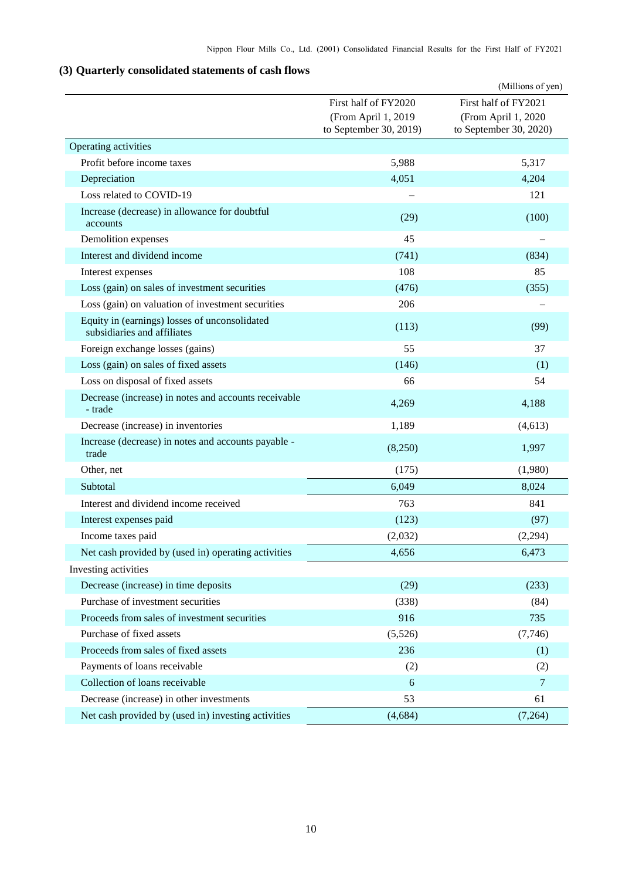### (3) Quarterly consolidated statements of cash flows

(Millions of yen)

| | First half of FY2020 (From April 1, 2019 to September 30, 2019) | First half of FY2021 (From April 1, 2020 to September 30, 2020) |
|---|---|---|
| Operating activities | | |
| Profit before income taxes | 5,988 | 5,317 |
| Depreciation | 4,051 | 4,204 |
| Loss related to COVID-19 | – | 121 |
| Increase (decrease) in allowance for doubtful accounts | (29) | (100) |
| Demolition expenses | 45 | – |
| Interest and dividend income | (741) | (834) |
| Interest expenses | 108 | 85 |
| Loss (gain) on sales of investment securities | (476) | (355) |
| Loss (gain) on valuation of investment securities | 206 | – |
| Equity in (earnings) losses of unconsolidated subsidiaries and affiliates | (113) | (99) |
| Foreign exchange losses (gains) | 55 | 37 |
| Loss (gain) on sales of fixed assets | (146) | (1) |
| Loss on disposal of fixed assets | 66 | 54 |
| Decrease (increase) in notes and accounts receivable - trade | 4,269 | 4,188 |
| Decrease (increase) in inventories | 1,189 | (4,613) |
| Increase (decrease) in notes and accounts payable - trade | (8,250) | 1,997 |
| Other, net | (175) | (1,980) |
| Subtotal | 6,049 | 8,024 |
| Interest and dividend income received | 763 | 841 |
| Interest expenses paid | (123) | (97) |
| Income taxes paid | (2,032) | (2,294) |
| Net cash provided by (used in) operating activities | 4,656 | 6,473 |
| Investing activities | | |
| Decrease (increase) in time deposits | (29) | (233) |
| Purchase of investment securities | (338) | (84) |
| Proceeds from sales of investment securities | 916 | 735 |
| Purchase of fixed assets | (5,526) | (7,746) |
| Proceeds from sales of fixed assets | 236 | (1) |
| Payments of loans receivable | (2) | (2) |
| Collection of loans receivable | 6 | 7 |
| Decrease (increase) in other investments | 53 | 61 |
| Net cash provided by (used in) investing activities | (4,684) | (7,264) |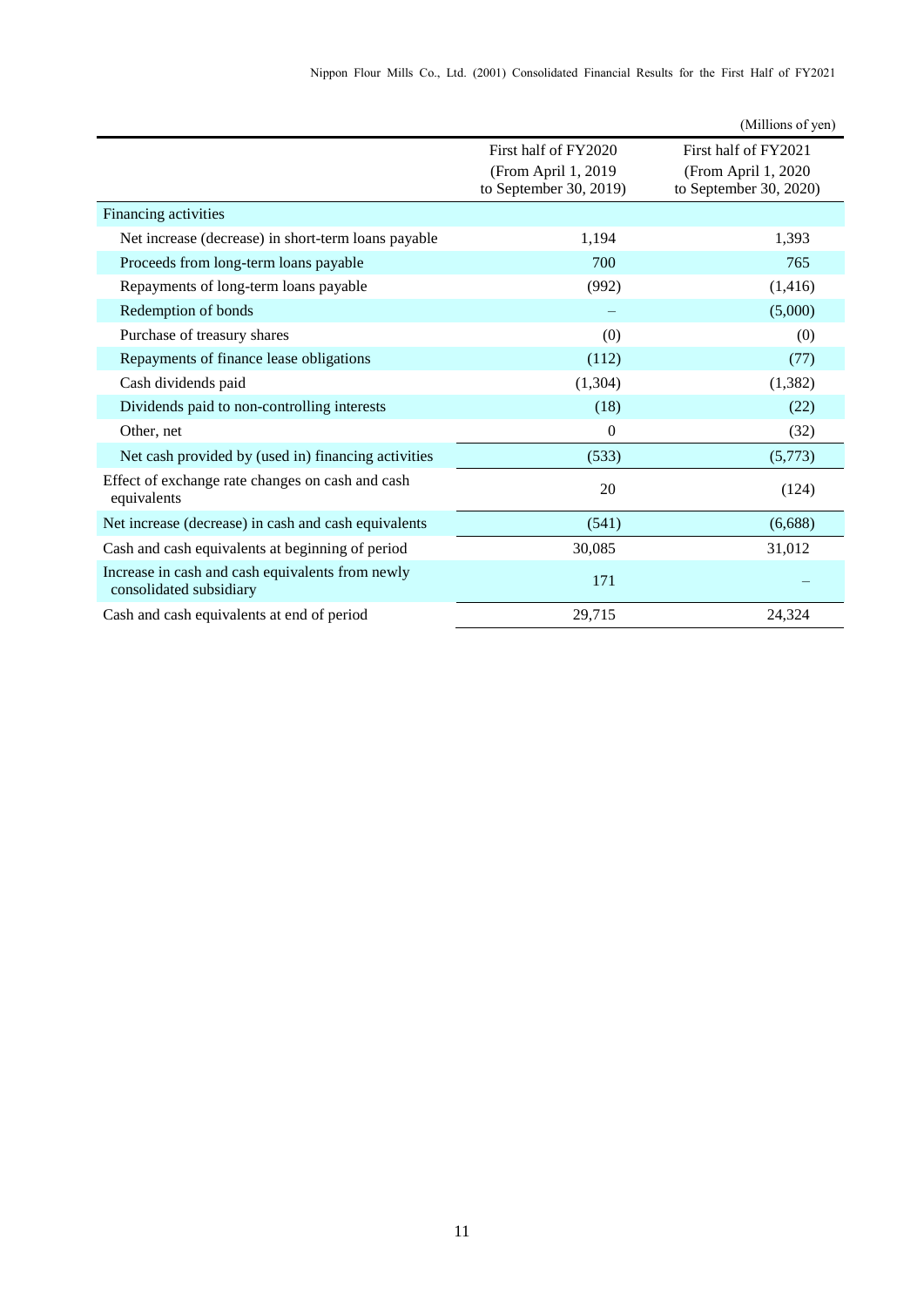(Millions of yen)

| | First half of FY2020 (From April 1, 2019 to September 30, 2019) | First half of FY2021 (From April 1, 2020 to September 30, 2020) |
|---|---|---|
| Financing activities | | |
| Net increase (decrease) in short-term loans payable | 1,194 | 1,393 |
| Proceeds from long-term loans payable | 700 | 765 |
| Repayments of long-term loans payable | (992) | (1,416) |
| Redemption of bonds | – | (5,000) |
| Purchase of treasury shares | (0) | (0) |
| Repayments of finance lease obligations | (112) | (77) |
| Cash dividends paid | (1,304) | (1,382) |
| Dividends paid to non-controlling interests | (18) | (22) |
| Other, net | 0 | (32) |
| Net cash provided by (used in) financing activities | (533) | (5,773) |
| Effect of exchange rate changes on cash and cash equivalents | 20 | (124) |
| Net increase (decrease) in cash and cash equivalents | (541) | (6,688) |
| Cash and cash equivalents at beginning of period | 30,085 | 31,012 |
| Increase in cash and cash equivalents from newly consolidated subsidiary | 171 | – |
| Cash and cash equivalents at end of period | 29,715 | 24,324 |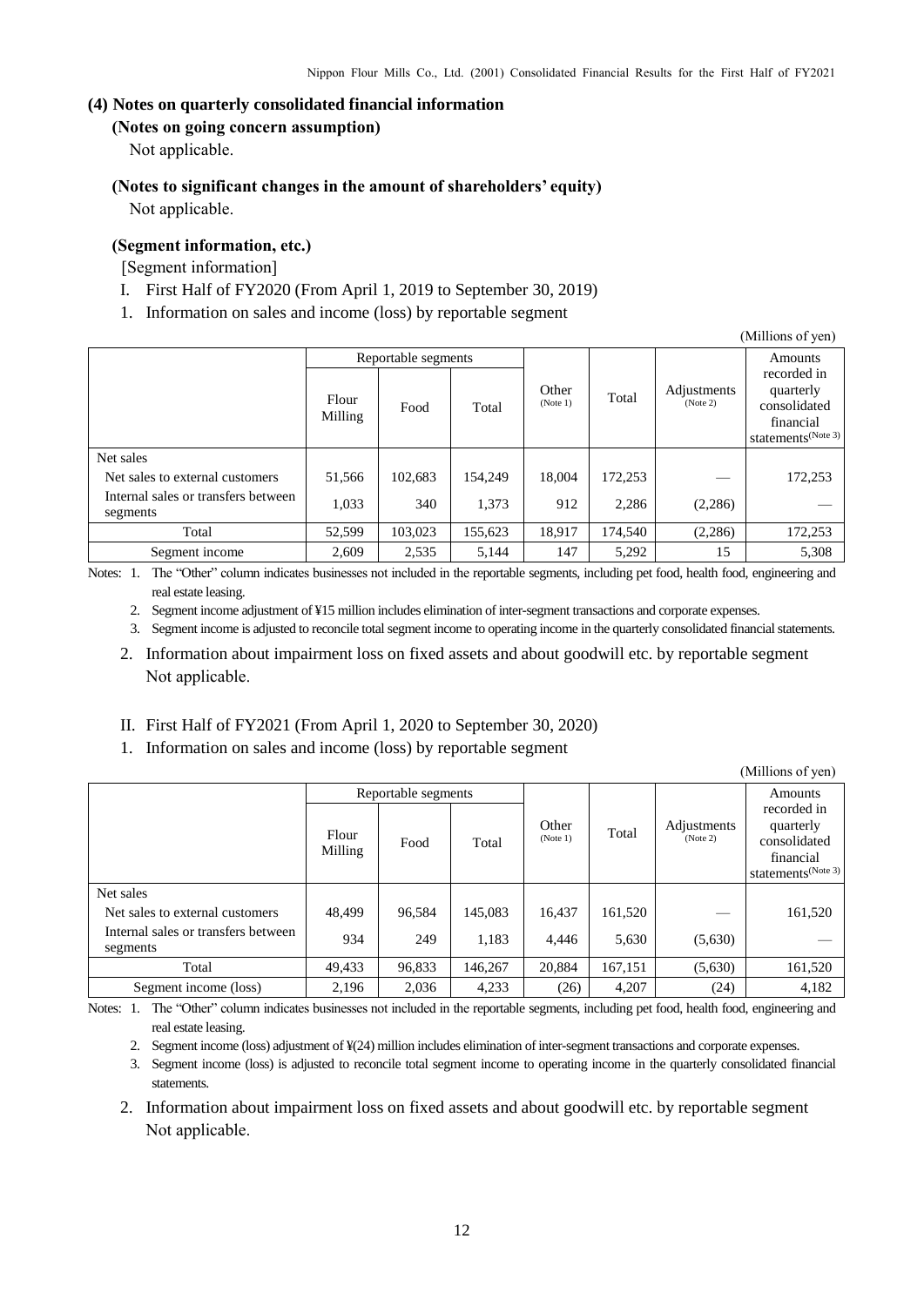### (4) Notes on quarterly consolidated financial information

**(Notes on going concern assumption)**

Not applicable.

**(Notes to significant changes in the amount of shareholders' equity)**

Not applicable.

**(Segment information, etc.)**

[Segment information]

I. First Half of FY2020 (From April 1, 2019 to September 30, 2019)

1. Information on sales and income (loss) by reportable segment

(Millions of yen)

| | Reportable segments | | | Other (Note 1) | Total | Adjustments (Note 2) | Amounts recorded in quarterly consolidated financial statements(Note 3) |
|---|---|---|---|---|---|---|---|
| | Flour Milling | Food | Total | | | | |
| Net sales | | | | | | | |
| Net sales to external customers | 51,566 | 102,683 | 154,249 | 18,004 | 172,253 | — | 172,253 |
| Internal sales or transfers between segments | 1,033 | 340 | 1,373 | 912 | 2,286 | (2,286) | — |
| Total | 52,599 | 103,023 | 155,623 | 18,917 | 174,540 | (2,286) | 172,253 |
| Segment income | 2,609 | 2,535 | 5,144 | 147 | 5,292 | 15 | 5,308 |

Notes: 1. The "Other" column indicates businesses not included in the reportable segments, including pet food, health food, engineering and real estate leasing.

2. Segment income adjustment of ¥15 million includes elimination of inter-segment transactions and corporate expenses.

3. Segment income is adjusted to reconcile total segment income to operating income in the quarterly consolidated financial statements.

2. Information about impairment loss on fixed assets and about goodwill etc. by reportable segment
Not applicable.

II. First Half of FY2021 (From April 1, 2020 to September 30, 2020)

1. Information on sales and income (loss) by reportable segment

(Millions of yen)

| | Reportable segments | | | Other (Note 1) | Total | Adjustments (Note 2) | Amounts recorded in quarterly consolidated financial statements(Note 3) |
|---|---|---|---|---|---|---|---|
| | Flour Milling | Food | Total | | | | |
| Net sales | | | | | | | |
| Net sales to external customers | 48,499 | 96,584 | 145,083 | 16,437 | 161,520 | — | 161,520 |
| Internal sales or transfers between segments | 934 | 249 | 1,183 | 4,446 | 5,630 | (5,630) | — |
| Total | 49,433 | 96,833 | 146,267 | 20,884 | 167,151 | (5,630) | 161,520 |
| Segment income (loss) | 2,196 | 2,036 | 4,233 | (26) | 4,207 | (24) | 4,182 |

Notes: 1. The "Other" column indicates businesses not included in the reportable segments, including pet food, health food, engineering and real estate leasing.

2. Segment income (loss) adjustment of ¥(24) million includes elimination of inter-segment transactions and corporate expenses.

3. Segment income (loss) is adjusted to reconcile total segment income to operating income in the quarterly consolidated financial statements.

2. Information about impairment loss on fixed assets and about goodwill etc. by reportable segment
Not applicable.